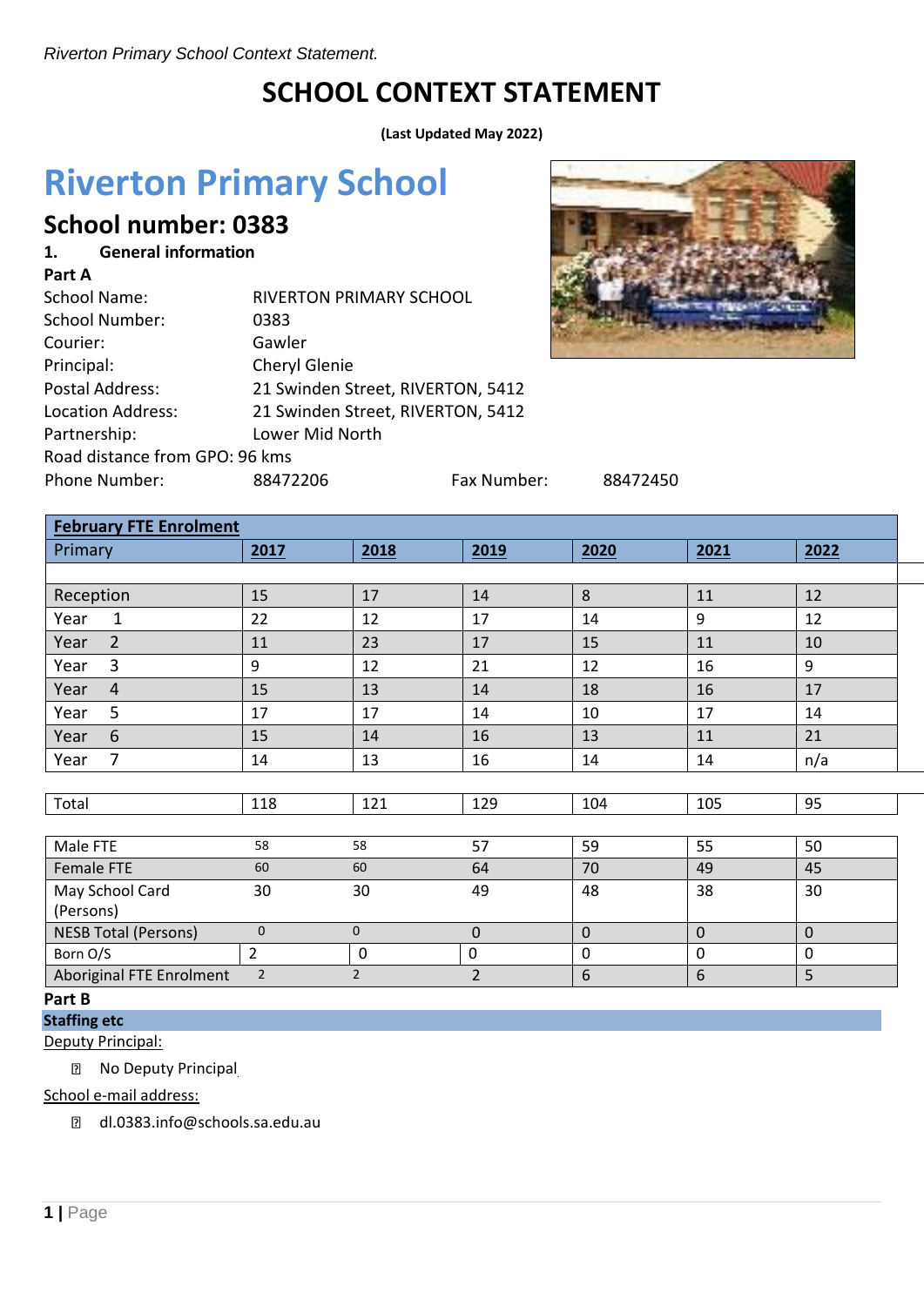# SCHOOL CONTEXT STATEMENT

**(Last Updated May 2022)**

# Riverton Primary School

## School number: 0383

### 1. General information

**Part A**

School Name: RIVERTON PRIMARY SCHOOL
School Number: 0383
Courier: Gawler
Principal: Cheryl Glenie
Postal Address: 21 Swinden Street, RIVERTON, 5412
Location Address: 21 Swinden Street, RIVERTON, 5412
Partnership: Lower Mid North
Road distance from GPO: 96 kms
Phone Number: 88472206 Fax Number: 88472450

| **February FTE Enrolment** | | | | | | |
|---|---|---|---|---|---|---|
| Primary | **2017** | **2018** | **2019** | **2020** | **2021** | **2022** |
| Reception | 15 | 17 | 14 | 8 | 11 | 12 |
| Year 1 | 22 | 12 | 17 | 14 | 9 | 12 |
| Year 2 | 11 | 23 | 17 | 15 | 11 | 10 |
| Year 3 | 9 | 12 | 21 | 12 | 16 | 9 |
| Year 4 | 15 | 13 | 14 | 18 | 16 | 17 |
| Year 5 | 17 | 17 | 14 | 10 | 17 | 14 |
| Year 6 | 15 | 14 | 16 | 13 | 11 | 21 |
| Year 7 | 14 | 13 | 16 | 14 | 14 | n/a |
| Total | 118 | 121 | 129 | 104 | 105 | 95 |
| Male FTE | 58 | 58 | 57 | 59 | 55 | 50 |
| Female FTE | 60 | 60 | 64 | 70 | 49 | 45 |
| May School Card (Persons) | 30 | 30 | 49 | 48 | 38 | 30 |
| NESB Total (Persons) | 0 | 0 | 0 | 0 | 0 | 0 |
| Born O/S | 2 | 0 | 0 | 0 | 0 | 0 |
| Aboriginal FTE Enrolment | 2 | 2 | 2 | 6 | 6 | 5 |

**Part B**

**Staffing etc**

Deputy Principal:

- No Deputy Principal

School e-mail address:

- dl.0383.info@schools.sa.edu.au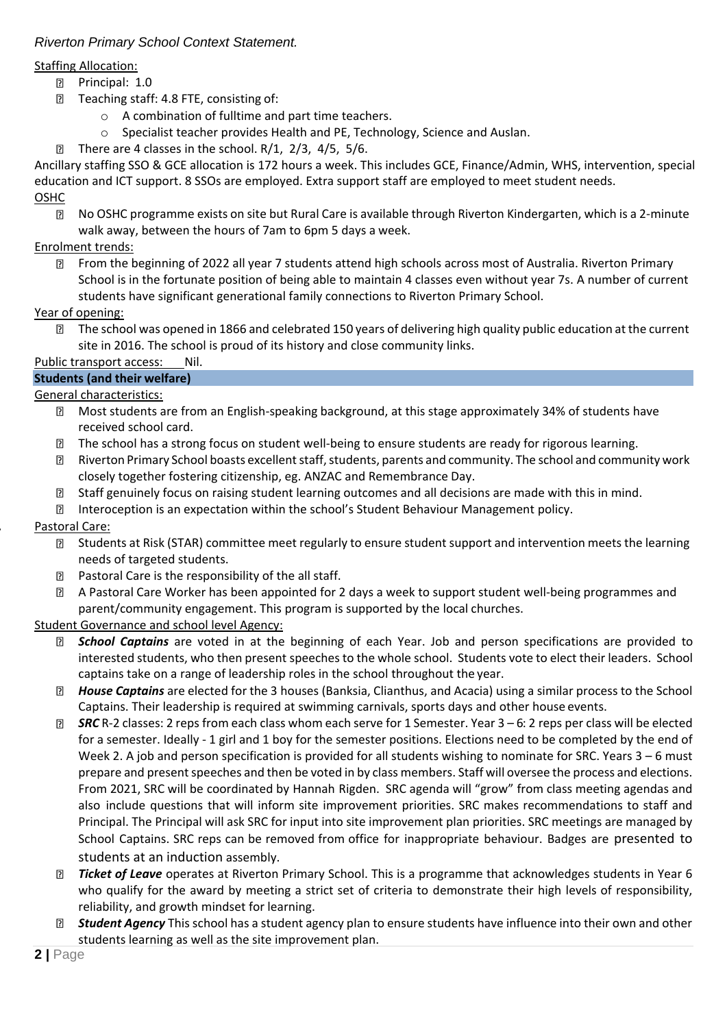*Riverton Primary School Context Statement.*

Staffing Allocation:

- Principal: 1.0
- Teaching staff: 4.8 FTE, consisting of:
  - A combination of fulltime and part time teachers.
  - Specialist teacher provides Health and PE, Technology, Science and Auslan.
- There are 4 classes in the school. R/1, 2/3, 4/5, 5/6.

Ancillary staffing SSO & GCE allocation is 172 hours a week. This includes GCE, Finance/Admin, WHS, intervention, special education and ICT support. 8 SSOs are employed. Extra support staff are employed to meet student needs.

OSHC

- No OSHC programme exists on site but Rural Care is available through Riverton Kindergarten, which is a 2-minute walk away, between the hours of 7am to 6pm 5 days a week.

Enrolment trends:

- From the beginning of 2022 all year 7 students attend high schools across most of Australia. Riverton Primary School is in the fortunate position of being able to maintain 4 classes even without year 7s. A number of current students have significant generational family connections to Riverton Primary School.

Year of opening:

- The school was opened in 1866 and celebrated 150 years of delivering high quality public education at the current site in 2016. The school is proud of its history and close community links.

Public transport access: Nil.

## Students (and their welfare)

General characteristics:

- Most students are from an English-speaking background, at this stage approximately 34% of students have received school card.
- The school has a strong focus on student well-being to ensure students are ready for rigorous learning.
- Riverton Primary School boasts excellent staff, students, parents and community. The school and community work closely together fostering citizenship, eg. ANZAC and Remembrance Day.
- Staff genuinely focus on raising student learning outcomes and all decisions are made with this in mind.
- Interoception is an expectation within the school's Student Behaviour Management policy.

Pastoral Care:

- Students at Risk (STAR) committee meet regularly to ensure student support and intervention meets the learning needs of targeted students.
- Pastoral Care is the responsibility of the all staff.
- A Pastoral Care Worker has been appointed for 2 days a week to support student well-being programmes and parent/community engagement. This program is supported by the local churches.

Student Governance and school level Agency:

- ***School Captains*** are voted in at the beginning of each Year. Job and person specifications are provided to interested students, who then present speeches to the whole school. Students vote to elect their leaders. School captains take on a range of leadership roles in the school throughout the year.
- ***House Captains*** are elected for the 3 houses (Banksia, Clianthus, and Acacia) using a similar process to the School Captains. Their leadership is required at swimming carnivals, sports days and other house events.
- ***SRC*** R-2 classes: 2 reps from each class whom each serve for 1 Semester. Year 3 – 6: 2 reps per class will be elected for a semester. Ideally - 1 girl and 1 boy for the semester positions. Elections need to be completed by the end of Week 2. A job and person specification is provided for all students wishing to nominate for SRC. Years 3 – 6 must prepare and present speeches and then be voted in by class members. Staff will oversee the process and elections. From 2021, SRC will be coordinated by Hannah Rigden. SRC agenda will "grow" from class meeting agendas and also include questions that will inform site improvement priorities. SRC makes recommendations to staff and Principal. The Principal will ask SRC for input into site improvement plan priorities. SRC meetings are managed by School Captains. SRC reps can be removed from office for inappropriate behaviour. Badges are presented to students at an induction assembly.
- ***Ticket of Leave*** operates at Riverton Primary School. This is a programme that acknowledges students in Year 6 who qualify for the award by meeting a strict set of criteria to demonstrate their high levels of responsibility, reliability, and growth mindset for learning.
- ***Student Agency*** This school has a student agency plan to ensure students have influence into their own and other students learning as well as the site improvement plan.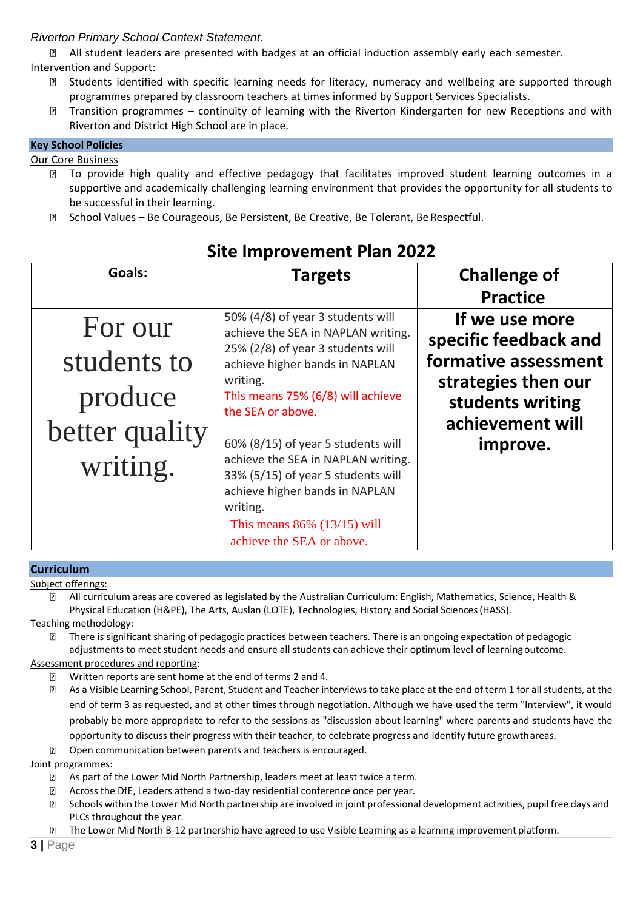*Riverton Primary School Context Statement.*

- All student leaders are presented with badges at an official induction assembly early each semester.

Intervention and Support:

- Students identified with specific learning needs for literacy, numeracy and wellbeing are supported through programmes prepared by classroom teachers at times informed by Support Services Specialists.
- Transition programmes – continuity of learning with the Riverton Kindergarten for new Receptions and with Riverton and District High School are in place.

## Key School Policies

Our Core Business

- To provide high quality and effective pedagogy that facilitates improved student learning outcomes in a supportive and academically challenging learning environment that provides the opportunity for all students to be successful in their learning.
- School Values – Be Courageous, Be Persistent, Be Creative, Be Tolerant, Be Respectful.

## Site Improvement Plan 2022

| Goals: | Targets | Challenge of Practice |
|---|---|---|
| For our students to produce better quality writing. | 50% (4/8) of year 3 students will achieve the SEA in NAPLAN writing. 25% (2/8) of year 3 students will achieve higher bands in NAPLAN writing. This means 75% (6/8) will achieve the SEA or above.<br><br>60% (8/15) of year 5 students will achieve the SEA in NAPLAN writing. 33% (5/15) of year 5 students will achieve higher bands in NAPLAN writing. This means 86% (13/15) will achieve the SEA or above. | **If we use more specific feedback and formative assessment strategies then our students writing achievement will improve.** |

## Curriculum

Subject offerings:

- All curriculum areas are covered as legislated by the Australian Curriculum: English, Mathematics, Science, Health & Physical Education (H&PE), The Arts, Auslan (LOTE), Technologies, History and Social Sciences (HASS).

Teaching methodology:

- There is significant sharing of pedagogic practices between teachers. There is an ongoing expectation of pedagogic adjustments to meet student needs and ensure all students can achieve their optimum level of learning outcome.

Assessment procedures and reporting:

- Written reports are sent home at the end of terms 2 and 4.
- As a Visible Learning School, Parent, Student and Teacher interviews to take place at the end of term 1 for all students, at the end of term 3 as requested, and at other times through negotiation. Although we have used the term "Interview", it would probably be more appropriate to refer to the sessions as "discussion about learning" where parents and students have the opportunity to discuss their progress with their teacher, to celebrate progress and identify future growth areas.
- Open communication between parents and teachers is encouraged.

Joint programmes:

- As part of the Lower Mid North Partnership, leaders meet at least twice a term.
- Across the DfE, Leaders attend a two-day residential conference once per year.
- Schools within the Lower Mid North partnership are involved in joint professional development activities, pupil free days and PLCs throughout the year.
- The Lower Mid North B-12 partnership have agreed to use Visible Learning as a learning improvement platform.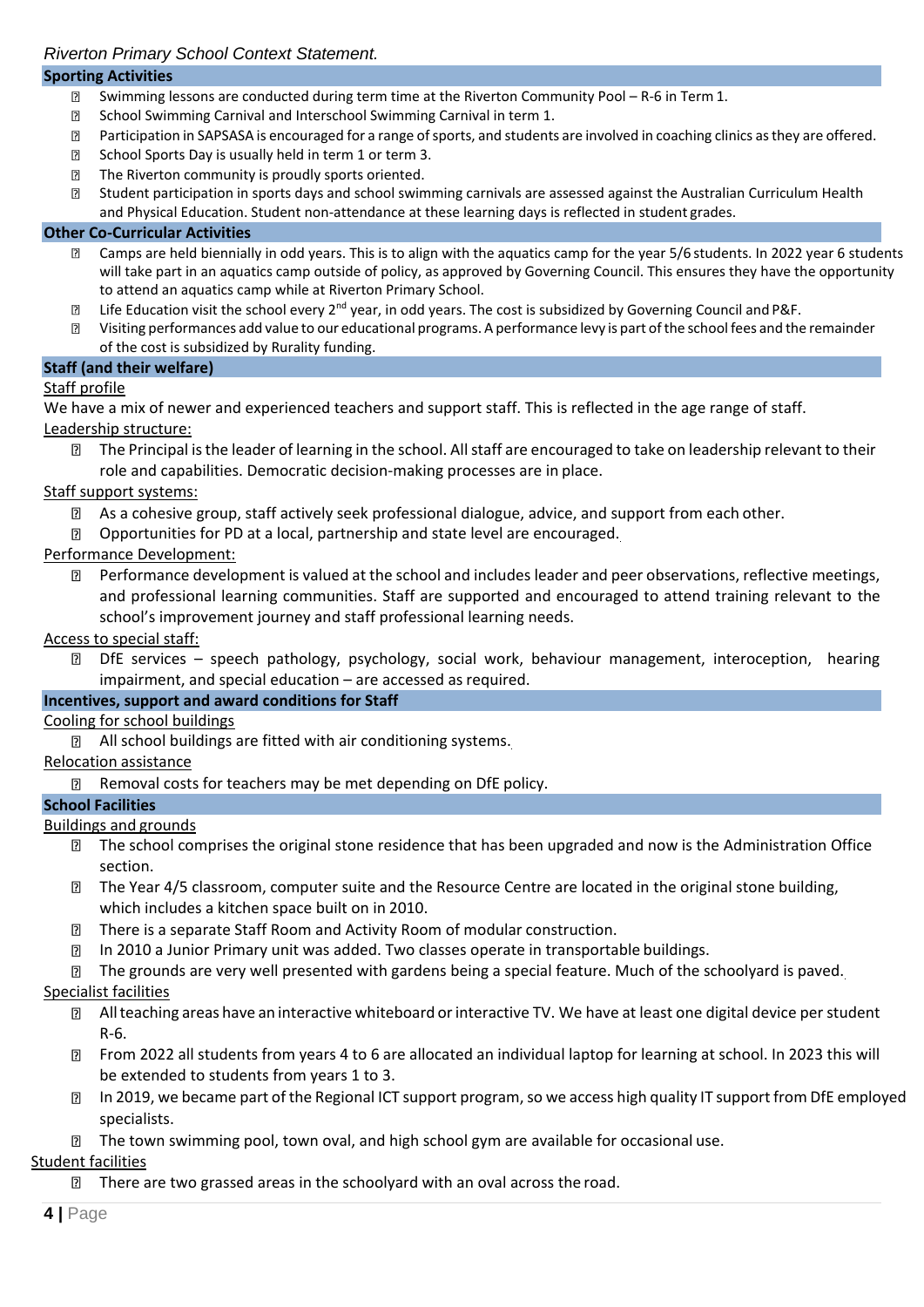## Sporting Activities

- Swimming lessons are conducted during term time at the Riverton Community Pool – R-6 in Term 1.
- School Swimming Carnival and Interschool Swimming Carnival in term 1.
- Participation in SAPSASA is encouraged for a range of sports, and students are involved in coaching clinics as they are offered.
- School Sports Day is usually held in term 1 or term 3.
- The Riverton community is proudly sports oriented.
- Student participation in sports days and school swimming carnivals are assessed against the Australian Curriculum Health and Physical Education. Student non-attendance at these learning days is reflected in student grades.

## Other Co-Curricular Activities

- Camps are held biennially in odd years. This is to align with the aquatics camp for the year 5/6 students. In 2022 year 6 students will take part in an aquatics camp outside of policy, as approved by Governing Council. This ensures they have the opportunity to attend an aquatics camp while at Riverton Primary School.
- Life Education visit the school every 2nd year, in odd years. The cost is subsidized by Governing Council and P&F.
- Visiting performances add value to our educational programs. A performance levy is part of the school fees and the remainder of the cost is subsidized by Rurality funding.

## Staff (and their welfare)

Staff profile

We have a mix of newer and experienced teachers and support staff. This is reflected in the age range of staff.

Leadership structure:

- The Principal is the leader of learning in the school. All staff are encouraged to take on leadership relevant to their role and capabilities. Democratic decision-making processes are in place.

Staff support systems:

- As a cohesive group, staff actively seek professional dialogue, advice, and support from each other.
- Opportunities for PD at a local, partnership and state level are encouraged.

Performance Development:

- Performance development is valued at the school and includes leader and peer observations, reflective meetings, and professional learning communities. Staff are supported and encouraged to attend training relevant to the school's improvement journey and staff professional learning needs.

Access to special staff:

- DfE services – speech pathology, psychology, social work, behaviour management, interoception, hearing impairment, and special education – are accessed as required.

## Incentives, support and award conditions for Staff

Cooling for school buildings

- All school buildings are fitted with air conditioning systems.

Relocation assistance

- Removal costs for teachers may be met depending on DfE policy.

## School Facilities

Buildings and grounds

- The school comprises the original stone residence that has been upgraded and now is the Administration Office section.
- The Year 4/5 classroom, computer suite and the Resource Centre are located in the original stone building, which includes a kitchen space built on in 2010.
- There is a separate Staff Room and Activity Room of modular construction.
- In 2010 a Junior Primary unit was added. Two classes operate in transportable buildings.
- The grounds are very well presented with gardens being a special feature. Much of the schoolyard is paved.

Specialist facilities

- All teaching areas have an interactive whiteboard or interactive TV. We have at least one digital device per student R-6.
- From 2022 all students from years 4 to 6 are allocated an individual laptop for learning at school. In 2023 this will be extended to students from years 1 to 3.
- In 2019, we became part of the Regional ICT support program, so we access high quality IT support from DfE employed specialists.
- The town swimming pool, town oval, and high school gym are available for occasional use.

Student facilities

- There are two grassed areas in the schoolyard with an oval across the road.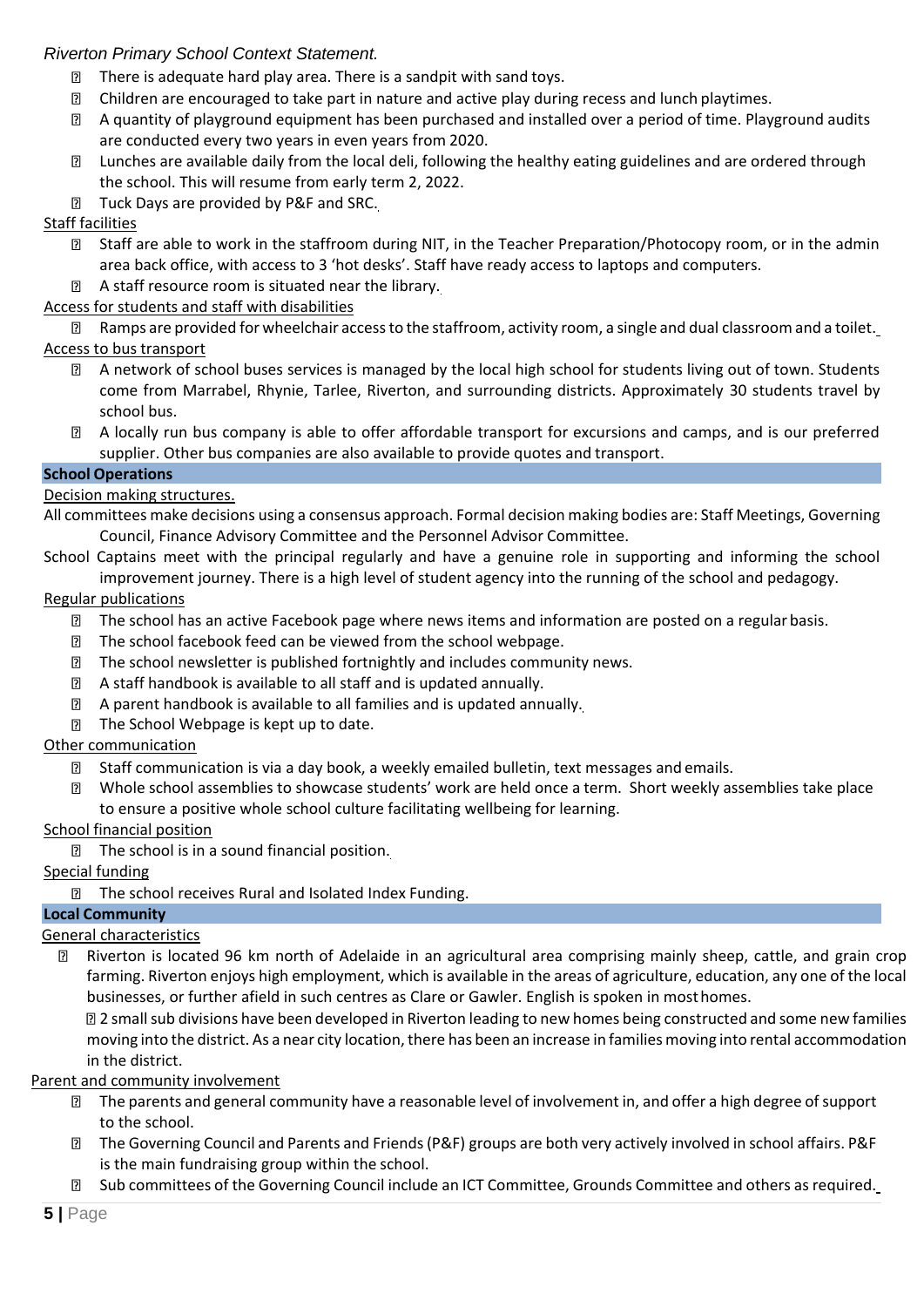*Riverton Primary School Context Statement.*

- There is adequate hard play area. There is a sandpit with sand toys.
- Children are encouraged to take part in nature and active play during recess and lunch playtimes.
- A quantity of playground equipment has been purchased and installed over a period of time. Playground audits are conducted every two years in even years from 2020.
- Lunches are available daily from the local deli, following the healthy eating guidelines and are ordered through the school. This will resume from early term 2, 2022.
- Tuck Days are provided by P&F and SRC.

Staff facilities

- Staff are able to work in the staffroom during NIT, in the Teacher Preparation/Photocopy room, or in the admin area back office, with access to 3 'hot desks'. Staff have ready access to laptops and computers.
- A staff resource room is situated near the library.

Access for students and staff with disabilities

- Ramps are provided for wheelchair access to the staffroom, activity room, a single and dual classroom and a toilet.

Access to bus transport

- A network of school buses services is managed by the local high school for students living out of town. Students come from Marrabel, Rhynie, Tarlee, Riverton, and surrounding districts. Approximately 30 students travel by school bus.
- A locally run bus company is able to offer affordable transport for excursions and camps, and is our preferred supplier. Other bus companies are also available to provide quotes and transport.

## School Operations

Decision making structures.

All committees make decisions using a consensus approach. Formal decision making bodies are: Staff Meetings, Governing Council, Finance Advisory Committee and the Personnel Advisor Committee.

School Captains meet with the principal regularly and have a genuine role in supporting and informing the school improvement journey. There is a high level of student agency into the running of the school and pedagogy.

Regular publications

- The school has an active Facebook page where news items and information are posted on a regular basis.
- The school facebook feed can be viewed from the school webpage.
- The school newsletter is published fortnightly and includes community news.
- A staff handbook is available to all staff and is updated annually.
- A parent handbook is available to all families and is updated annually.
- The School Webpage is kept up to date.

Other communication

- Staff communication is via a day book, a weekly emailed bulletin, text messages and emails.
- Whole school assemblies to showcase students' work are held once a term. Short weekly assemblies take place to ensure a positive whole school culture facilitating wellbeing for learning.

School financial position

- The school is in a sound financial position.

Special funding

- The school receives Rural and Isolated Index Funding.

## Local Community

General characteristics

- Riverton is located 96 km north of Adelaide in an agricultural area comprising mainly sheep, cattle, and grain crop farming. Riverton enjoys high employment, which is available in the areas of agriculture, education, any one of the local businesses, or further afield in such centres as Clare or Gawler. English is spoken in most homes.
- 2 small sub divisions have been developed in Riverton leading to new homes being constructed and some new families moving into the district. As a near city location, there has been an increase in families moving into rental accommodation in the district.

Parent and community involvement

- The parents and general community have a reasonable level of involvement in, and offer a high degree of support to the school.
- The Governing Council and Parents and Friends (P&F) groups are both very actively involved in school affairs. P&F is the main fundraising group within the school.
- Sub committees of the Governing Council include an ICT Committee, Grounds Committee and others as required.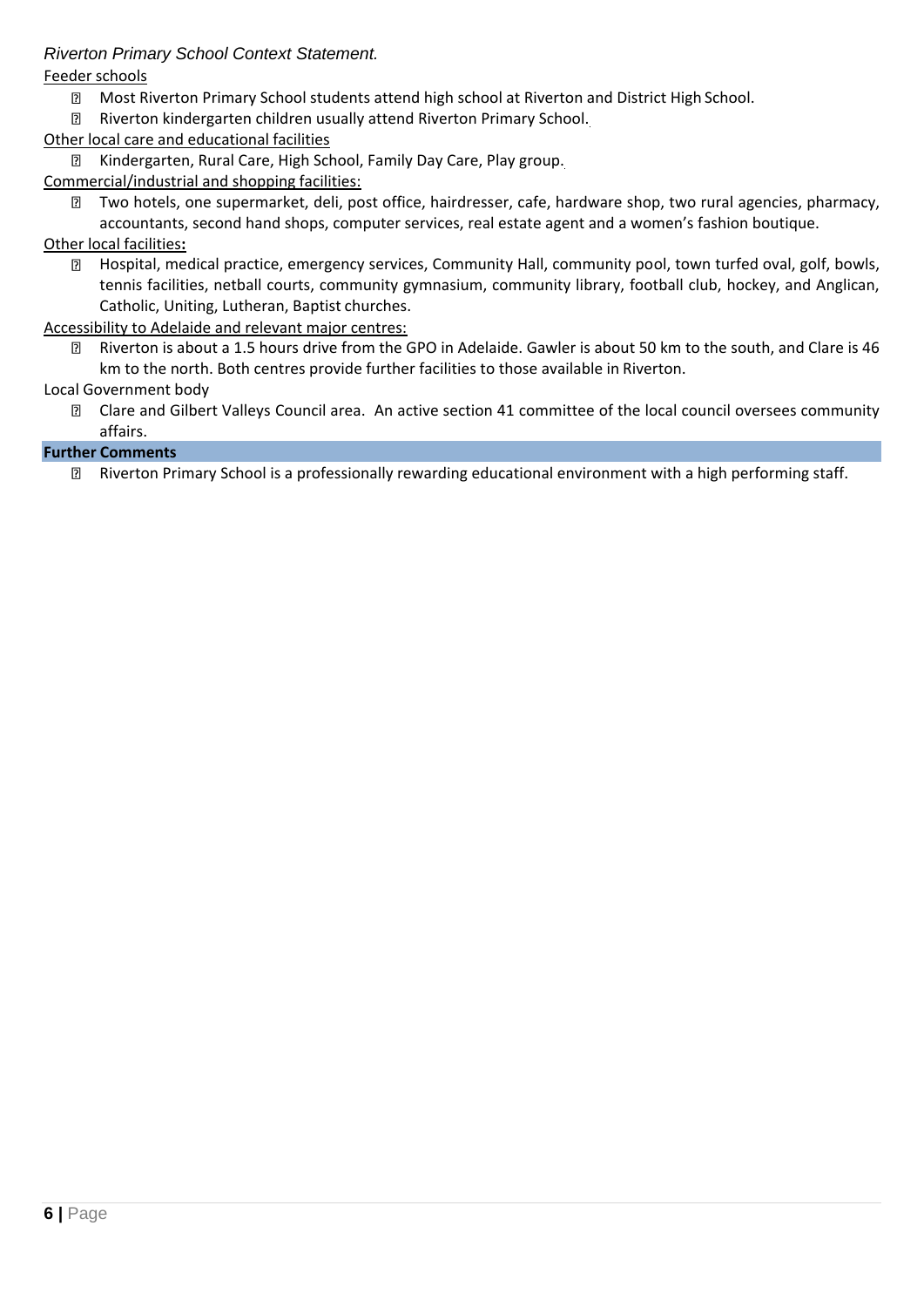*Riverton Primary School Context Statement.*

Feeder schools

- Most Riverton Primary School students attend high school at Riverton and District High School.
- Riverton kindergarten children usually attend Riverton Primary School.

Other local care and educational facilities

- Kindergarten, Rural Care, High School, Family Day Care, Play group.

Commercial/industrial and shopping facilities:

- Two hotels, one supermarket, deli, post office, hairdresser, cafe, hardware shop, two rural agencies, pharmacy, accountants, second hand shops, computer services, real estate agent and a women's fashion boutique.

Other local facilities**:**

- Hospital, medical practice, emergency services, Community Hall, community pool, town turfed oval, golf, bowls, tennis facilities, netball courts, community gymnasium, community library, football club, hockey, and Anglican, Catholic, Uniting, Lutheran, Baptist churches.

Accessibility to Adelaide and relevant major centres:

- Riverton is about a 1.5 hours drive from the GPO in Adelaide. Gawler is about 50 km to the south, and Clare is 46 km to the north. Both centres provide further facilities to those available in Riverton.

Local Government body

- Clare and Gilbert Valleys Council area. An active section 41 committee of the local council oversees community affairs.

**Further Comments**

- Riverton Primary School is a professionally rewarding educational environment with a high performing staff.